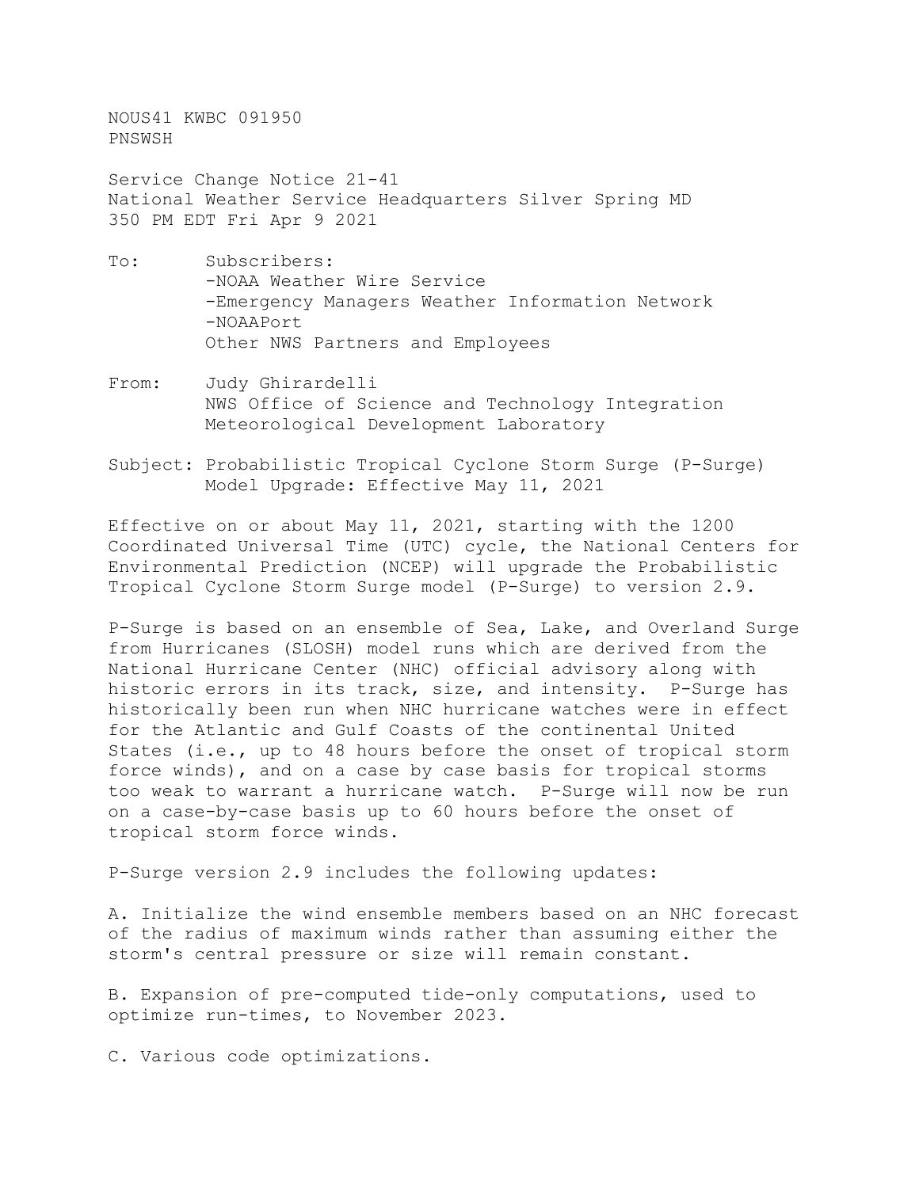NOUS41 KWBC 091950
PNSWSH

Service Change Notice 21-41
National Weather Service Headquarters Silver Spring MD
350 PM EDT Fri Apr 9 2021

To: Subscribers:
-NOAA Weather Wire Service
-Emergency Managers Weather Information Network
-NOAAPort
Other NWS Partners and Employees

From: Judy Ghirardelli
NWS Office of Science and Technology Integration
Meteorological Development Laboratory

Subject: Probabilistic Tropical Cyclone Storm Surge (P-Surge) Model Upgrade: Effective May 11, 2021

Effective on or about May 11, 2021, starting with the 1200 Coordinated Universal Time (UTC) cycle, the National Centers for Environmental Prediction (NCEP) will upgrade the Probabilistic Tropical Cyclone Storm Surge model (P-Surge) to version 2.9.

P-Surge is based on an ensemble of Sea, Lake, and Overland Surge from Hurricanes (SLOSH) model runs which are derived from the National Hurricane Center (NHC) official advisory along with historic errors in its track, size, and intensity. P-Surge has historically been run when NHC hurricane watches were in effect for the Atlantic and Gulf Coasts of the continental United States (i.e., up to 48 hours before the onset of tropical storm force winds), and on a case by case basis for tropical storms too weak to warrant a hurricane watch. P-Surge will now be run on a case-by-case basis up to 60 hours before the onset of tropical storm force winds.

P-Surge version 2.9 includes the following updates:

A. Initialize the wind ensemble members based on an NHC forecast of the radius of maximum winds rather than assuming either the storm's central pressure or size will remain constant.

B. Expansion of pre-computed tide-only computations, used to optimize run-times, to November 2023.

C. Various code optimizations.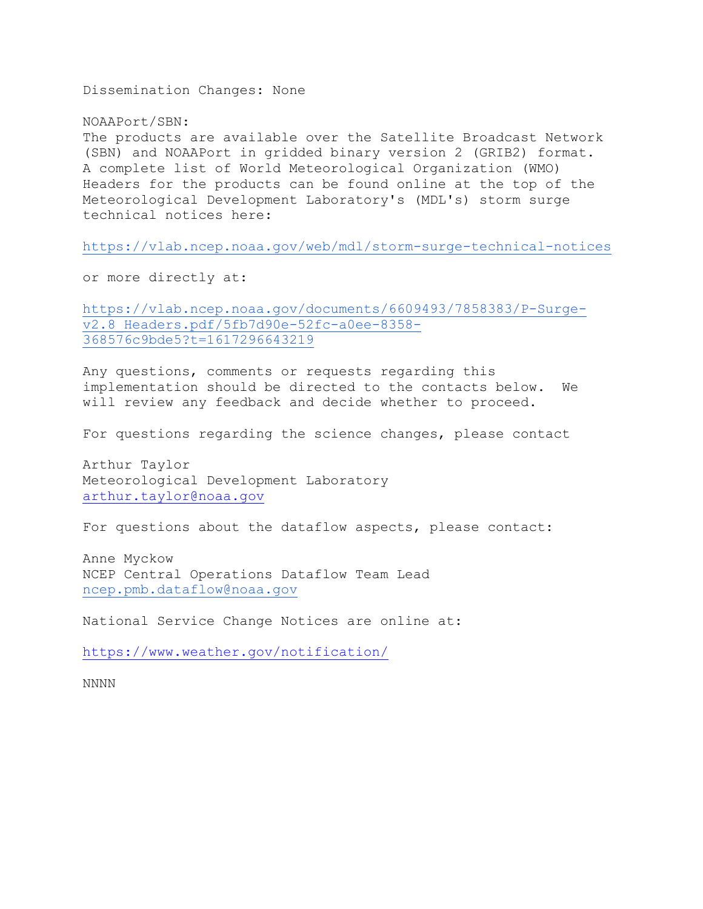Dissemination Changes: None

NOAAPort/SBN:
The products are available over the Satellite Broadcast Network (SBN) and NOAAPort in gridded binary version 2 (GRIB2) format. A complete list of World Meteorological Organization (WMO) Headers for the products can be found online at the top of the Meteorological Development Laboratory's (MDL's) storm surge technical notices here:

https://vlab.ncep.noaa.gov/web/mdl/storm-surge-technical-notices

or more directly at:

https://vlab.ncep.noaa.gov/documents/6609493/7858383/P-Surge-v2.8_Headers.pdf/5fb7d90e-52fc-a0ee-8358-368576c9bde5?t=1617296643219

Any questions, comments or requests regarding this implementation should be directed to the contacts below. We will review any feedback and decide whether to proceed.

For questions regarding the science changes, please contact

Arthur Taylor
Meteorological Development Laboratory
arthur.taylor@noaa.gov

For questions about the dataflow aspects, please contact:

Anne Myckow
NCEP Central Operations Dataflow Team Lead
ncep.pmb.dataflow@noaa.gov

National Service Change Notices are online at:

https://www.weather.gov/notification/

NNNN